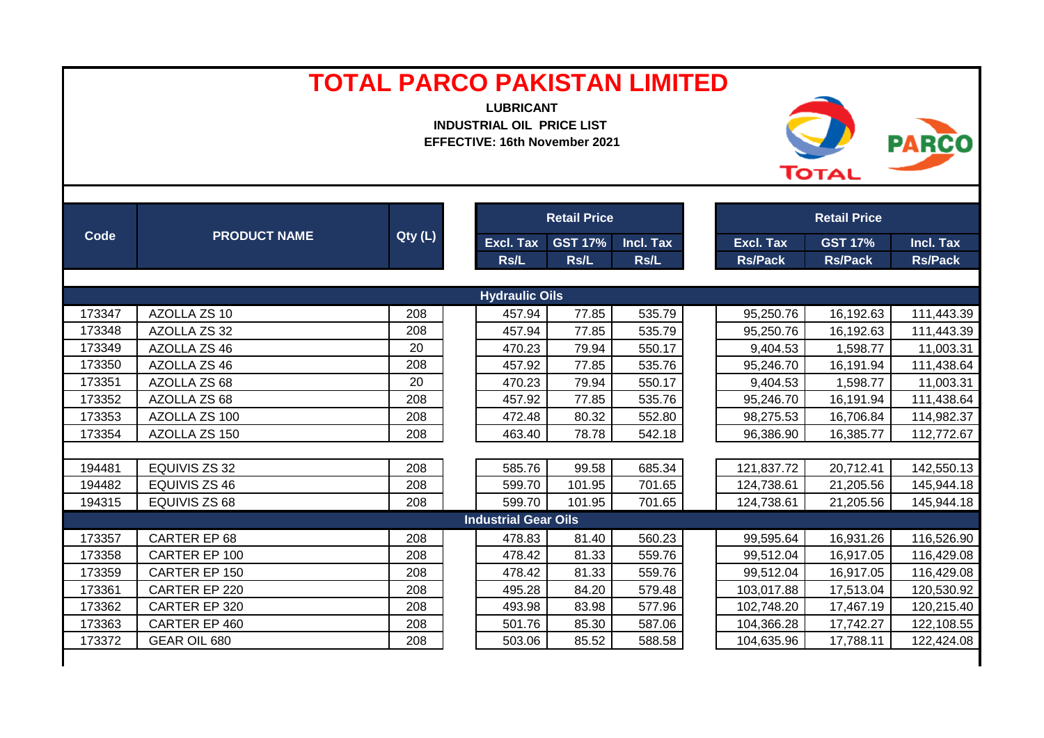# TOTAL PARCO PAKISTAN LIMITED

**LUBRICANT**

**INDUSTRIAL OIL PRICE LIST**

**EFFECTIVE: 16th November 2021**

| Code | PRODUCT NAME | Qty (L) | Retail Price | | | Retail Price | | |
|---|---|---|---|---|---|---|---|---|
| | | | Excl. Tax Rs/L | GST 17% Rs/L | Incl. Tax Rs/L | Excl. Tax Rs/Pack | GST 17% Rs/Pack | Incl. Tax Rs/Pack |
| **Hydraulic Oils** | | | | | | | | |
| 173347 | AZOLLA ZS 10 | 208 | 457.94 | 77.85 | 535.79 | 95,250.76 | 16,192.63 | 111,443.39 |
| 173348 | AZOLLA ZS 32 | 208 | 457.94 | 77.85 | 535.79 | 95,250.76 | 16,192.63 | 111,443.39 |
| 173349 | AZOLLA ZS 46 | 20 | 470.23 | 79.94 | 550.17 | 9,404.53 | 1,598.77 | 11,003.31 |
| 173350 | AZOLLA ZS 46 | 208 | 457.92 | 77.85 | 535.76 | 95,246.70 | 16,191.94 | 111,438.64 |
| 173351 | AZOLLA ZS 68 | 20 | 470.23 | 79.94 | 550.17 | 9,404.53 | 1,598.77 | 11,003.31 |
| 173352 | AZOLLA ZS 68 | 208 | 457.92 | 77.85 | 535.76 | 95,246.70 | 16,191.94 | 111,438.64 |
| 173353 | AZOLLA ZS 100 | 208 | 472.48 | 80.32 | 552.80 | 98,275.53 | 16,706.84 | 114,982.37 |
| 173354 | AZOLLA ZS 150 | 208 | 463.40 | 78.78 | 542.18 | 96,386.90 | 16,385.77 | 112,772.67 |
| | | | | | | | | |
| 194481 | EQUIVIS ZS 32 | 208 | 585.76 | 99.58 | 685.34 | 121,837.72 | 20,712.41 | 142,550.13 |
| 194482 | EQUIVIS ZS 46 | 208 | 599.70 | 101.95 | 701.65 | 124,738.61 | 21,205.56 | 145,944.18 |
| 194315 | EQUIVIS ZS 68 | 208 | 599.70 | 101.95 | 701.65 | 124,738.61 | 21,205.56 | 145,944.18 |
| **Industrial Gear Oils** | | | | | | | | |
| 173357 | CARTER EP 68 | 208 | 478.83 | 81.40 | 560.23 | 99,595.64 | 16,931.26 | 116,526.90 |
| 173358 | CARTER EP 100 | 208 | 478.42 | 81.33 | 559.76 | 99,512.04 | 16,917.05 | 116,429.08 |
| 173359 | CARTER EP 150 | 208 | 478.42 | 81.33 | 559.76 | 99,512.04 | 16,917.05 | 116,429.08 |
| 173361 | CARTER EP 220 | 208 | 495.28 | 84.20 | 579.48 | 103,017.88 | 17,513.04 | 120,530.92 |
| 173362 | CARTER EP 320 | 208 | 493.98 | 83.98 | 577.96 | 102,748.20 | 17,467.19 | 120,215.40 |
| 173363 | CARTER EP 460 | 208 | 501.76 | 85.30 | 587.06 | 104,366.28 | 17,742.27 | 122,108.55 |
| 173372 | GEAR OIL 680 | 208 | 503.06 | 85.52 | 588.58 | 104,635.96 | 17,788.11 | 122,424.08 |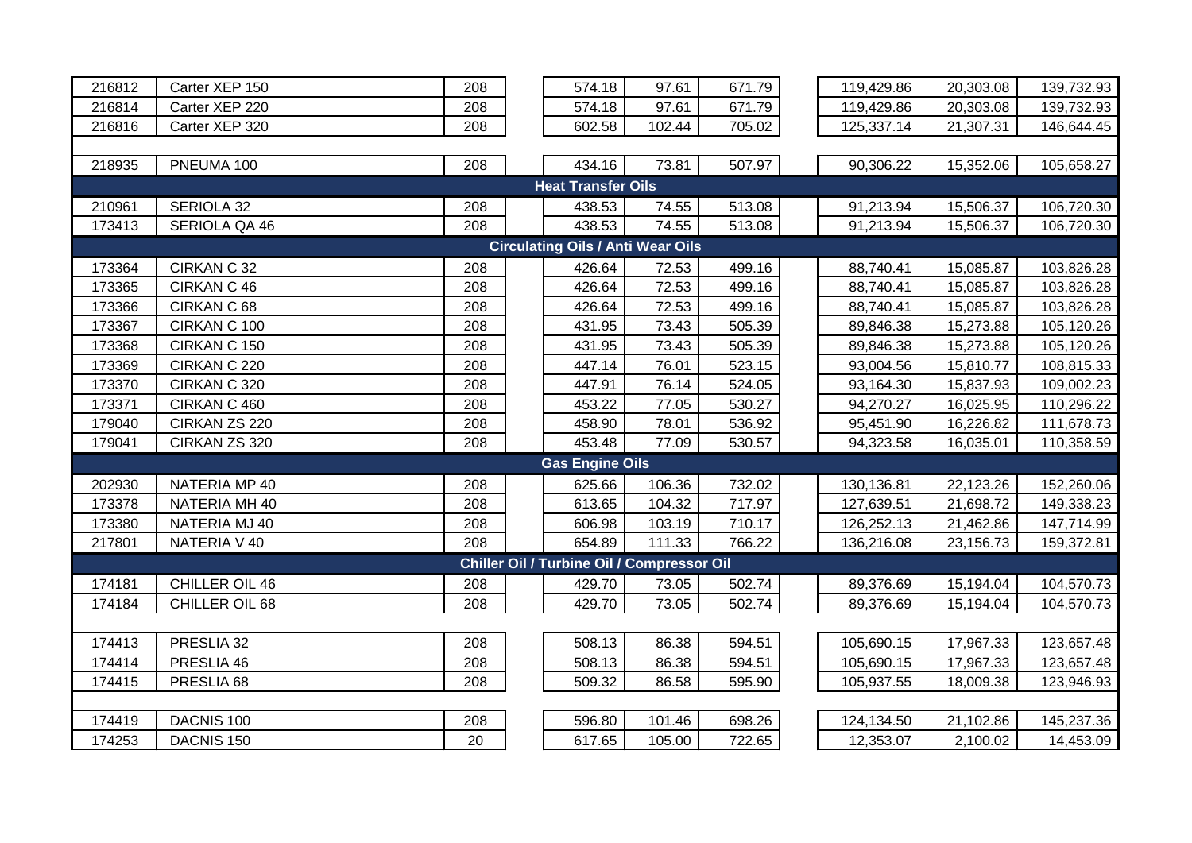| | | | | | | | | |
|---|---|---|---|---|---|---|---|---|
| 216812 | Carter XEP 150 | 208 | 574.18 | 97.61 | 671.79 | 119,429.86 | 20,303.08 | 139,732.93 |
| 216814 | Carter XEP 220 | 208 | 574.18 | 97.61 | 671.79 | 119,429.86 | 20,303.08 | 139,732.93 |
| 216816 | Carter XEP 320 | 208 | 602.58 | 102.44 | 705.02 | 125,337.14 | 21,307.31 | 146,644.45 |
| | | | | | | | | |
| 218935 | PNEUMA 100 | 208 | 434.16 | 73.81 | 507.97 | 90,306.22 | 15,352.06 | 105,658.27 |
| **Heat Transfer Oils** | | | | | | | | |
| 210961 | SERIOLA 32 | 208 | 438.53 | 74.55 | 513.08 | 91,213.94 | 15,506.37 | 106,720.30 |
| 173413 | SERIOLA QA 46 | 208 | 438.53 | 74.55 | 513.08 | 91,213.94 | 15,506.37 | 106,720.30 |
| **Circulating Oils / Anti Wear Oils** | | | | | | | | |
| 173364 | CIRKAN C 32 | 208 | 426.64 | 72.53 | 499.16 | 88,740.41 | 15,085.87 | 103,826.28 |
| 173365 | CIRKAN C 46 | 208 | 426.64 | 72.53 | 499.16 | 88,740.41 | 15,085.87 | 103,826.28 |
| 173366 | CIRKAN C 68 | 208 | 426.64 | 72.53 | 499.16 | 88,740.41 | 15,085.87 | 103,826.28 |
| 173367 | CIRKAN C 100 | 208 | 431.95 | 73.43 | 505.39 | 89,846.38 | 15,273.88 | 105,120.26 |
| 173368 | CIRKAN C 150 | 208 | 431.95 | 73.43 | 505.39 | 89,846.38 | 15,273.88 | 105,120.26 |
| 173369 | CIRKAN C 220 | 208 | 447.14 | 76.01 | 523.15 | 93,004.56 | 15,810.77 | 108,815.33 |
| 173370 | CIRKAN C 320 | 208 | 447.91 | 76.14 | 524.05 | 93,164.30 | 15,837.93 | 109,002.23 |
| 173371 | CIRKAN C 460 | 208 | 453.22 | 77.05 | 530.27 | 94,270.27 | 16,025.95 | 110,296.22 |
| 179040 | CIRKAN ZS 220 | 208 | 458.90 | 78.01 | 536.92 | 95,451.90 | 16,226.82 | 111,678.73 |
| 179041 | CIRKAN ZS 320 | 208 | 453.48 | 77.09 | 530.57 | 94,323.58 | 16,035.01 | 110,358.59 |
| **Gas Engine Oils** | | | | | | | | |
| 202930 | NATERIA MP 40 | 208 | 625.66 | 106.36 | 732.02 | 130,136.81 | 22,123.26 | 152,260.06 |
| 173378 | NATERIA MH 40 | 208 | 613.65 | 104.32 | 717.97 | 127,639.51 | 21,698.72 | 149,338.23 |
| 173380 | NATERIA MJ 40 | 208 | 606.98 | 103.19 | 710.17 | 126,252.13 | 21,462.86 | 147,714.99 |
| 217801 | NATERIA V 40 | 208 | 654.89 | 111.33 | 766.22 | 136,216.08 | 23,156.73 | 159,372.81 |
| **Chiller Oil / Turbine Oil / Compressor Oil** | | | | | | | | |
| 174181 | CHILLER OIL 46 | 208 | 429.70 | 73.05 | 502.74 | 89,376.69 | 15,194.04 | 104,570.73 |
| 174184 | CHILLER OIL 68 | 208 | 429.70 | 73.05 | 502.74 | 89,376.69 | 15,194.04 | 104,570.73 |
| | | | | | | | | |
| 174413 | PRESLIA 32 | 208 | 508.13 | 86.38 | 594.51 | 105,690.15 | 17,967.33 | 123,657.48 |
| 174414 | PRESLIA 46 | 208 | 508.13 | 86.38 | 594.51 | 105,690.15 | 17,967.33 | 123,657.48 |
| 174415 | PRESLIA 68 | 208 | 509.32 | 86.58 | 595.90 | 105,937.55 | 18,009.38 | 123,946.93 |
| | | | | | | | | |
| 174419 | DACNIS 100 | 208 | 596.80 | 101.46 | 698.26 | 124,134.50 | 21,102.86 | 145,237.36 |
| 174253 | DACNIS 150 | 20 | 617.65 | 105.00 | 722.65 | 12,353.07 | 2,100.02 | 14,453.09 |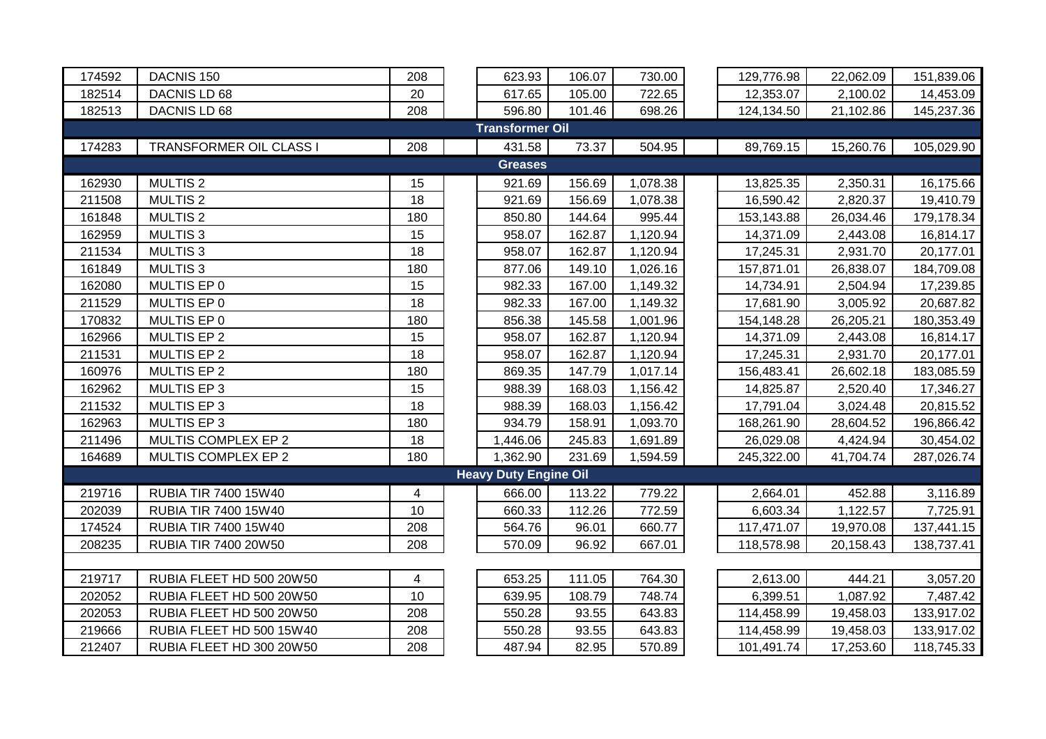| | | | | | | | | |
|---|---|---|---|---|---|---|---|---|
| 174592 | DACNIS 150 | 208 | 623.93 | 106.07 | 730.00 | 129,776.98 | 22,062.09 | 151,839.06 |
| 182514 | DACNIS LD 68 | 20 | 617.65 | 105.00 | 722.65 | 12,353.07 | 2,100.02 | 14,453.09 |
| 182513 | DACNIS LD 68 | 208 | 596.80 | 101.46 | 698.26 | 124,134.50 | 21,102.86 | 145,237.36 |
| **Transformer Oil** | | | | | | | | |
| 174283 | TRANSFORMER OIL CLASS I | 208 | 431.58 | 73.37 | 504.95 | 89,769.15 | 15,260.76 | 105,029.90 |
| **Greases** | | | | | | | | |
| 162930 | MULTIS 2 | 15 | 921.69 | 156.69 | 1,078.38 | 13,825.35 | 2,350.31 | 16,175.66 |
| 211508 | MULTIS 2 | 18 | 921.69 | 156.69 | 1,078.38 | 16,590.42 | 2,820.37 | 19,410.79 |
| 161848 | MULTIS 2 | 180 | 850.80 | 144.64 | 995.44 | 153,143.88 | 26,034.46 | 179,178.34 |
| 162959 | MULTIS 3 | 15 | 958.07 | 162.87 | 1,120.94 | 14,371.09 | 2,443.08 | 16,814.17 |
| 211534 | MULTIS 3 | 18 | 958.07 | 162.87 | 1,120.94 | 17,245.31 | 2,931.70 | 20,177.01 |
| 161849 | MULTIS 3 | 180 | 877.06 | 149.10 | 1,026.16 | 157,871.01 | 26,838.07 | 184,709.08 |
| 162080 | MULTIS EP 0 | 15 | 982.33 | 167.00 | 1,149.32 | 14,734.91 | 2,504.94 | 17,239.85 |
| 211529 | MULTIS EP 0 | 18 | 982.33 | 167.00 | 1,149.32 | 17,681.90 | 3,005.92 | 20,687.82 |
| 170832 | MULTIS EP 0 | 180 | 856.38 | 145.58 | 1,001.96 | 154,148.28 | 26,205.21 | 180,353.49 |
| 162966 | MULTIS EP 2 | 15 | 958.07 | 162.87 | 1,120.94 | 14,371.09 | 2,443.08 | 16,814.17 |
| 211531 | MULTIS EP 2 | 18 | 958.07 | 162.87 | 1,120.94 | 17,245.31 | 2,931.70 | 20,177.01 |
| 160976 | MULTIS EP 2 | 180 | 869.35 | 147.79 | 1,017.14 | 156,483.41 | 26,602.18 | 183,085.59 |
| 162962 | MULTIS EP 3 | 15 | 988.39 | 168.03 | 1,156.42 | 14,825.87 | 2,520.40 | 17,346.27 |
| 211532 | MULTIS EP 3 | 18 | 988.39 | 168.03 | 1,156.42 | 17,791.04 | 3,024.48 | 20,815.52 |
| 162963 | MULTIS EP 3 | 180 | 934.79 | 158.91 | 1,093.70 | 168,261.90 | 28,604.52 | 196,866.42 |
| 211496 | MULTIS COMPLEX EP 2 | 18 | 1,446.06 | 245.83 | 1,691.89 | 26,029.08 | 4,424.94 | 30,454.02 |
| 164689 | MULTIS COMPLEX EP 2 | 180 | 1,362.90 | 231.69 | 1,594.59 | 245,322.00 | 41,704.74 | 287,026.74 |
| **Heavy Duty Engine Oil** | | | | | | | | |
| 219716 | RUBIA TIR 7400 15W40 | 4 | 666.00 | 113.22 | 779.22 | 2,664.01 | 452.88 | 3,116.89 |
| 202039 | RUBIA TIR 7400 15W40 | 10 | 660.33 | 112.26 | 772.59 | 6,603.34 | 1,122.57 | 7,725.91 |
| 174524 | RUBIA TIR 7400 15W40 | 208 | 564.76 | 96.01 | 660.77 | 117,471.07 | 19,970.08 | 137,441.15 |
| 208235 | RUBIA TIR 7400 20W50 | 208 | 570.09 | 96.92 | 667.01 | 118,578.98 | 20,158.43 | 138,737.41 |
| | | | | | | | | |
| 219717 | RUBIA FLEET HD 500 20W50 | 4 | 653.25 | 111.05 | 764.30 | 2,613.00 | 444.21 | 3,057.20 |
| 202052 | RUBIA FLEET HD 500 20W50 | 10 | 639.95 | 108.79 | 748.74 | 6,399.51 | 1,087.92 | 7,487.42 |
| 202053 | RUBIA FLEET HD 500 20W50 | 208 | 550.28 | 93.55 | 643.83 | 114,458.99 | 19,458.03 | 133,917.02 |
| 219666 | RUBIA FLEET HD 500 15W40 | 208 | 550.28 | 93.55 | 643.83 | 114,458.99 | 19,458.03 | 133,917.02 |
| 212407 | RUBIA FLEET HD 300 20W50 | 208 | 487.94 | 82.95 | 570.89 | 101,491.74 | 17,253.60 | 118,745.33 |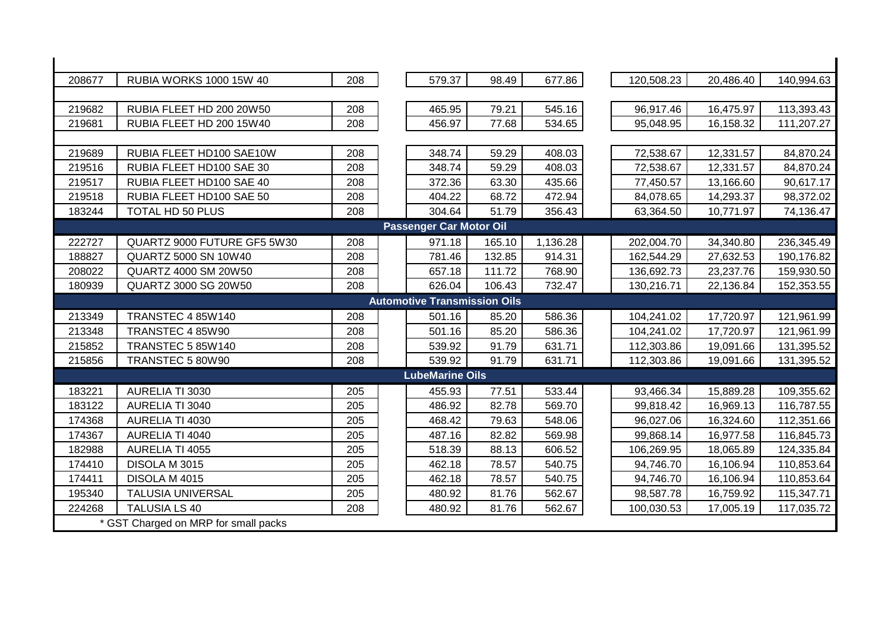| | | | | | | | | |
|---|---|---|---|---|---|---|---|---|
| 208677 | RUBIA WORKS 1000 15W 40 | 208 | 579.37 | 98.49 | 677.86 | 120,508.23 | 20,486.40 | 140,994.63 |
| | | | | | | | | |
| 219682 | RUBIA FLEET HD 200 20W50 | 208 | 465.95 | 79.21 | 545.16 | 96,917.46 | 16,475.97 | 113,393.43 |
| 219681 | RUBIA FLEET HD 200 15W40 | 208 | 456.97 | 77.68 | 534.65 | 95,048.95 | 16,158.32 | 111,207.27 |
| | | | | | | | | |
| 219689 | RUBIA FLEET HD100 SAE10W | 208 | 348.74 | 59.29 | 408.03 | 72,538.67 | 12,331.57 | 84,870.24 |
| 219516 | RUBIA FLEET HD100 SAE 30 | 208 | 348.74 | 59.29 | 408.03 | 72,538.67 | 12,331.57 | 84,870.24 |
| 219517 | RUBIA FLEET HD100 SAE 40 | 208 | 372.36 | 63.30 | 435.66 | 77,450.57 | 13,166.60 | 90,617.17 |
| 219518 | RUBIA FLEET HD100 SAE 50 | 208 | 404.22 | 68.72 | 472.94 | 84,078.65 | 14,293.37 | 98,372.02 |
| 183244 | TOTAL HD 50 PLUS | 208 | 304.64 | 51.79 | 356.43 | 63,364.50 | 10,771.97 | 74,136.47 |
| | | | **Passenger Car Motor Oil** | | | | | |
| 222727 | QUARTZ 9000 FUTURE GF5 5W30 | 208 | 971.18 | 165.10 | 1,136.28 | 202,004.70 | 34,340.80 | 236,345.49 |
| 188827 | QUARTZ 5000 SN 10W40 | 208 | 781.46 | 132.85 | 914.31 | 162,544.29 | 27,632.53 | 190,176.82 |
| 208022 | QUARTZ 4000 SM 20W50 | 208 | 657.18 | 111.72 | 768.90 | 136,692.73 | 23,237.76 | 159,930.50 |
| 180939 | QUARTZ 3000 SG 20W50 | 208 | 626.04 | 106.43 | 732.47 | 130,216.71 | 22,136.84 | 152,353.55 |
| | | | **Automotive Transmission Oils** | | | | | |
| 213349 | TRANSTEC 4 85W140 | 208 | 501.16 | 85.20 | 586.36 | 104,241.02 | 17,720.97 | 121,961.99 |
| 213348 | TRANSTEC 4 85W90 | 208 | 501.16 | 85.20 | 586.36 | 104,241.02 | 17,720.97 | 121,961.99 |
| 215852 | TRANSTEC 5 85W140 | 208 | 539.92 | 91.79 | 631.71 | 112,303.86 | 19,091.66 | 131,395.52 |
| 215856 | TRANSTEC 5 80W90 | 208 | 539.92 | 91.79 | 631.71 | 112,303.86 | 19,091.66 | 131,395.52 |
| | | | **LubeMarine Oils** | | | | | |
| 183221 | AURELIA TI 3030 | 205 | 455.93 | 77.51 | 533.44 | 93,466.34 | 15,889.28 | 109,355.62 |
| 183122 | AURELIA TI 3040 | 205 | 486.92 | 82.78 | 569.70 | 99,818.42 | 16,969.13 | 116,787.55 |
| 174368 | AURELIA TI 4030 | 205 | 468.42 | 79.63 | 548.06 | 96,027.06 | 16,324.60 | 112,351.66 |
| 174367 | AURELIA TI 4040 | 205 | 487.16 | 82.82 | 569.98 | 99,868.14 | 16,977.58 | 116,845.73 |
| 182988 | AURELIA TI 4055 | 205 | 518.39 | 88.13 | 606.52 | 106,269.95 | 18,065.89 | 124,335.84 |
| 174410 | DISOLA M 3015 | 205 | 462.18 | 78.57 | 540.75 | 94,746.70 | 16,106.94 | 110,853.64 |
| 174411 | DISOLA M 4015 | 205 | 462.18 | 78.57 | 540.75 | 94,746.70 | 16,106.94 | 110,853.64 |
| 195340 | TALUSIA UNIVERSAL | 205 | 480.92 | 81.76 | 562.67 | 98,587.78 | 16,759.92 | 115,347.71 |
| 224268 | TALUSIA LS 40 | 208 | 480.92 | 81.76 | 562.67 | 100,030.53 | 17,005.19 | 117,035.72 |

\* GST Charged on MRP for small packs